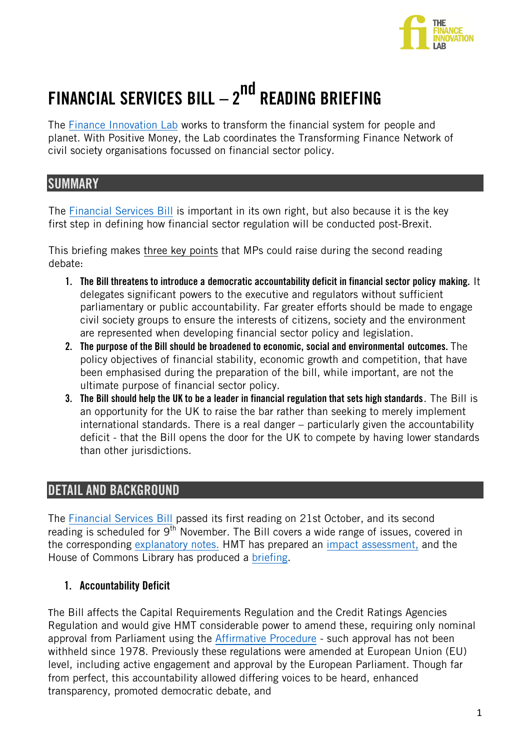# FINANCIAL SERVICES BILL – 2nd READING BRIEFING

The Finance Innovation Lab works to transform the financial system for people and planet. With Positive Money, the Lab coordinates the Transforming Finance Network of civil society organisations focussed on financial sector policy.

## SUMMARY

The Financial Services Bill is important in its own right, but also because it is the key first step in defining how financial sector regulation will be conducted post-Brexit.

This briefing makes three key points that MPs could raise during the second reading debate:

1. **The Bill threatens to introduce a democratic accountability deficit in financial sector policy making.** It delegates significant powers to the executive and regulators without sufficient parliamentary or public accountability. Far greater efforts should be made to engage civil society groups to ensure the interests of citizens, society and the environment are represented when developing financial sector policy and legislation.
2. **The purpose of the Bill should be broadened to economic, social and environmental outcomes.** The policy objectives of financial stability, economic growth and competition, that have been emphasised during the preparation of the bill, while important, are not the ultimate purpose of financial sector policy.
3. **The Bill should help the UK to be a leader in financial regulation that sets high standards**. The Bill is an opportunity for the UK to raise the bar rather than seeking to merely implement international standards. There is a real danger – particularly given the accountability deficit - that the Bill opens the door for the UK to compete by having lower standards than other jurisdictions.

## DETAIL AND BACKGROUND

The Financial Services Bill passed its first reading on 21st October, and its second reading is scheduled for 9th November. The Bill covers a wide range of issues, covered in the corresponding explanatory notes. HMT has prepared an impact assessment, and the House of Commons Library has produced a briefing.

### 1. Accountability Deficit

The Bill affects the Capital Requirements Regulation and the Credit Ratings Agencies Regulation and would give HMT considerable power to amend these, requiring only nominal approval from Parliament using the Affirmative Procedure - such approval has not been withheld since 1978. Previously these regulations were amended at European Union (EU) level, including active engagement and approval by the European Parliament. Though far from perfect, this accountability allowed differing voices to be heard, enhanced transparency, promoted democratic debate, and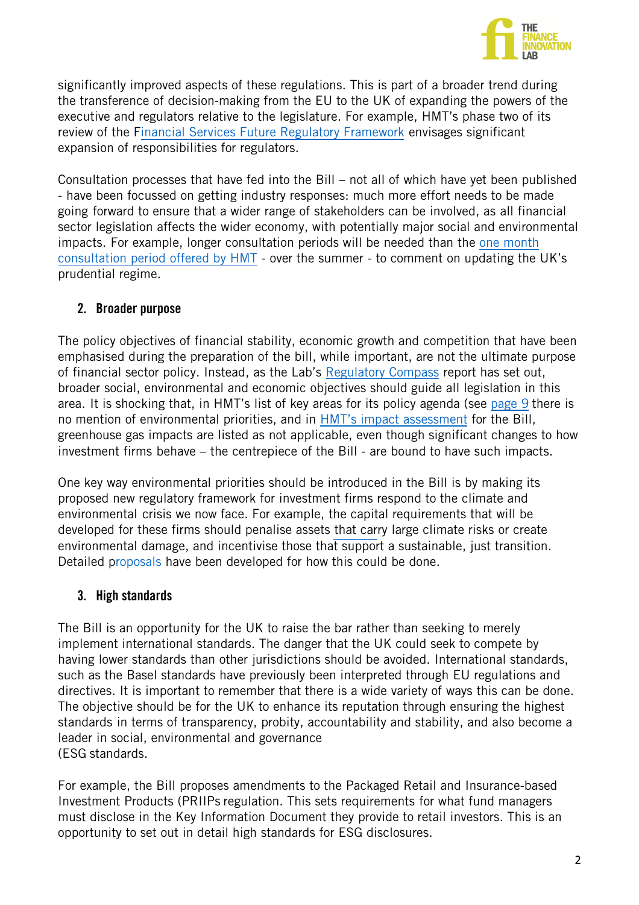significantly improved aspects of these regulations. This is part of a broader trend during the transference of decision-making from the EU to the UK of expanding the powers of the executive and regulators relative to the legislature. For example, HMT's phase two of its review of the Financial Services Future Regulatory Framework envisages significant expansion of responsibilities for regulators.

Consultation processes that have fed into the Bill – not all of which have yet been published - have been focussed on getting industry responses: much more effort needs to be made going forward to ensure that a wider range of stakeholders can be involved, as all financial sector legislation affects the wider economy, with potentially major social and environmental impacts. For example, longer consultation periods will be needed than the one month consultation period offered by HMT - over the summer - to comment on updating the UK's prudential regime.

## 2. Broader purpose

The policy objectives of financial stability, economic growth and competition that have been emphasised during the preparation of the bill, while important, are not the ultimate purpose of financial sector policy. Instead, as the Lab's Regulatory Compass report has set out, broader social, environmental and economic objectives should guide all legislation in this area. It is shocking that, in HMT's list of key areas for its policy agenda (see page 9 there is no mention of environmental priorities, and in HMT's impact assessment for the Bill, greenhouse gas impacts are listed as not applicable, even though significant changes to how investment firms behave – the centrepiece of the Bill - are bound to have such impacts.

One key way environmental priorities should be introduced in the Bill is by making its proposed new regulatory framework for investment firms respond to the climate and environmental crisis we now face. For example, the capital requirements that will be developed for these firms should penalise assets that carry large climate risks or create environmental damage, and incentivise those that support a sustainable, just transition. Detailed proposals have been developed for how this could be done.

## 3. High standards

The Bill is an opportunity for the UK to raise the bar rather than seeking to merely implement international standards. The danger that the UK could seek to compete by having lower standards than other jurisdictions should be avoided. International standards, such as the Basel standards have previously been interpreted through EU regulations and directives. It is important to remember that there is a wide variety of ways this can be done. The objective should be for the UK to enhance its reputation through ensuring the highest standards in terms of transparency, probity, accountability and stability, and also become a leader in social, environmental and governance
(ESG standards.

For example, the Bill proposes amendments to the Packaged Retail and Insurance-based Investment Products (PRIIPs regulation. This sets requirements for what fund managers must disclose in the Key Information Document they provide to retail investors. This is an opportunity to set out in detail high standards for ESG disclosures.